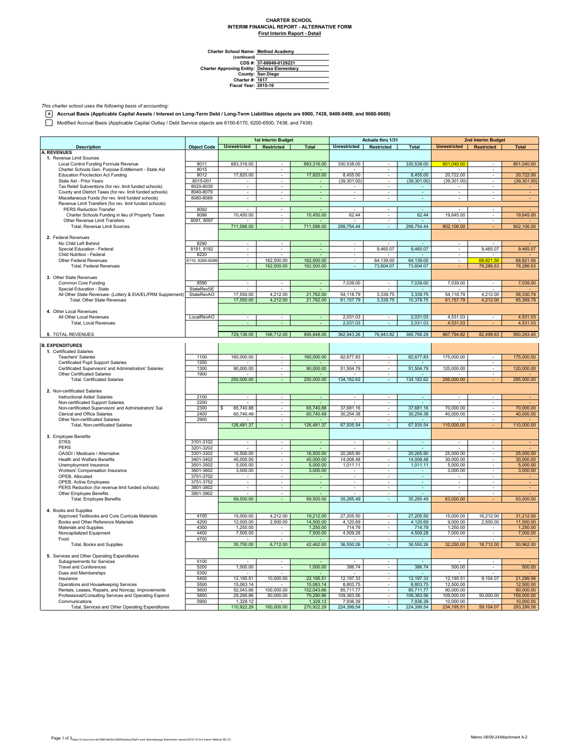**CHARTER SCHOOL**
**INTERIM FINANCIAL REPORT - ALTERNATIVE FORM**
**First Interim Report - Detail**

**Charter School Name:** Method Academy
**(continued)**
**CDS #:** 37-68049-0129221
**Charter Approving Entity:** Dehesa Elementary
**County:** San Diego
**Charter #:** 1617
**Fiscal Year:** 2015-16

*This charter school uses the following basis of accounting:*

- [x] **Accrual Basis (Applicable Capital Assets / Interest on Long-Term Debt / Long-Term Liabilities objects are 6900, 7438, 9400-9499, and 9660-9669)**
- [ ] Modified Accrual Basis (Applicable Capital Outlay / Debt Service objects are 6100-6170, 6200-6500, 7438, and 7439)

| | | 1st Interim Budget | | | Actuals thru 1/31 | | | 2nd Interim Budget | | |
|---|---|---|---|---|---|---|---|---|---|---|
| **Description** | **Object Code** | **Unrestricted** | **Restricted** | **Total** | **Unrestricted** | **Restricted** | **Total** | **Unrestricted** | **Restricted** | **Total** |
| **A. REVENUES** | | | | | | | | | | |
| 1. Revenue Limit Sources | | | | | | | | | | |
| Local Control Funding Formula Revenue | 8011 | 683,316.00 | - | 683,316.00 | 330,538.00 | - | 330,538.00 | 801,040.00 | - | 801,040.00 |
| Charter Schools Gen. Purpose Entitlement - State Aid | 8015 | - | - | - | - | - | - | - | - | - |
| Education Proctection Act Funding | 8012 | 17,820.00 | - | 17,820.00 | 8,455.00 | - | 8,455.00 | 20,722.00 | - | 20,722.00 |
| State Aid - Prior Years | 8015-001 | - | - | - | (39,301.00) | - | (39,301.00) | (39,301.00) | - | (39,301.00) |
| Tax Relief Subventions (for rev. limit funded schools) | 8020-8039 | - | - | - | - | - | - | - | - | - |
| County and District Taxes (for rev. limit funded schools) | 8040-8079 | - | - | - | - | - | - | - | - | - |
| Miscellaneous Funds (for rev. limit funded schools) | 8080-8089 | - | - | - | - | - | - | - | - | - |
| Revenue Limit Transfers (for rev. limit funded schools): | | | | | | | | | | |
| PERS Reduction Transfer | 8092 | - | - | - | - | - | - | - | - | - |
| Charter Schools Funding in lieu of Property Taxes | 8096 | 10,450.00 | - | 10,450.00 | 62.44 | - | 62.44 | 19,645.00 | - | 19,645.00 |
| Other Revenue Limit Transfers | 8091, 8097 | - | - | - | - | - | - | - | - | - |
| Total, Revenue Limit Sources | | 711,586.00 | - | 711,586.00 | 299,754.44 | - | 299,754.44 | 802,106.00 | - | 802,106.00 |
| 2. Federal Revenues | | | | | | | | | | |
| No Child Left Behind | 8290 | - | - | - | - | - | - | - | - | - |
| Special Education - Federal | 8181, 8182 | - | - | - | - | 9,465.07 | 9,465.07 | - | 9,465.07 | 9,465.07 |
| Child Nutrition - Federal | 8220 | - | - | - | - | - | - | - | - | - |
| Other Federal Revenues | 8110, 8260-8299 | - | 162,500.00 | 162,500.00 | - | 64,139.00 | 64,139.00 | - | 68,821.56 | 68,821.56 |
| Total, Federal Revenues | | - | 162,500.00 | 162,500.00 | - | 73,604.07 | 73,604.07 | - | 78,286.63 | 78,286.63 |
| 3. Other State Revenues | | | | | | | | | | |
| Common Core Funding | 8590 | - | - | - | 7,039.00 | - | 7,039.00 | 7,039.00 | - | 7,039.00 |
| Special Education - State | StateRevSE | - | - | - | - | - | - | - | - | - |
| All Other State Revenues- (Lottery & EIA/EL/FRM Supplement) | StateRevAO | 17,550.00 | 4,212.00 | 21,762.00 | 54,118.79 | 3,339.75 | 3,339.75 | 54,118.79 | 4,212.00 | 58,330.79 |
| Total, Other State Revenues | | 17,550.00 | 4,212.00 | 21,762.00 | 61,157.79 | 3,339.75 | 10,378.75 | 61,157.79 | 4,212.00 | 65,369.79 |
| 4. Other Local Revenues | | | | | | | | | | |
| All Other Local Revenues | LocalRevAO | - | - | - | 2,031.03 | - | 2,031.03 | 4,531.03 | - | 4,531.03 |
| Total, Local Revenues | | - | - | - | 2,031.03 | - | 2,031.03 | 4,531.03 | - | 4,531.03 |
| 5. TOTAL REVENUES | | 729,136.00 | 166,712.00 | 895,848.00 | 362,943.26 | 76,943.82 | 385,768.29 | 867,794.82 | 82,498.63 | 950,293.45 |
| **B. EXPENDITURES** | | | | | | | | | | |
| 1. Certificated Salaries | | | | | | | | | | |
| Teachers' Salaries | 1100 | 160,000.00 | - | 160,000.00 | 82,677.83 | - | 82,677.83 | 175,000.00 | - | 175,000.00 |
| Certificated Pupil Support Salaries | 1200 | - | - | - | - | - | - | - | - | - |
| Certificated Supervisors' and Administrators' Salaries | 1300 | 90,000.00 | - | 90,000.00 | 51,504.79 | - | 51,504.79 | 120,000.00 | - | 120,000.00 |
| Other Certificated Salaries | 1900 | - | - | - | - | - | - | - | - | - |
| Total, Certificated Salaries | | 250,000.00 | - | 250,000.00 | 134,182.62 | - | 134,182.62 | 295,000.00 | - | 295,000.00 |
| 2. Non-certificated Salaries | | | | | | | | | | |
| Instructional Aides' Salaries | 2100 | - | - | - | - | - | - | - | - | - |
| Non-certificated Support Salaries | 2200 | - | - | - | - | - | - | - | - | - |
| Non-certificated Supervisors' and Administrators' Sal. | 2300 | $ 65,740.88 | - | 65,740.88 | 37,681.16 | - | 37,681.16 | 70,000.00 | - | 70,000.00 |
| Clerical and Office Salaries | 2400 | 60,740.49 | - | 60,740.49 | 30,254.38 | - | 30,254.38 | 40,000.00 | - | 40,000.00 |
| Other Non-certificated Salaries | 2900 | - | - | - | - | - | - | - | - | - |
| Total, Non-certificated Salaries | | 126,481.37 | - | 126,481.37 | 67,935.54 | - | 67,935.54 | 110,000.00 | - | 110,000.00 |
| 3. Employee Benefits | | | | | | | | | | |
| STRS | 3101-3102 | - | - | - | - | - | - | - | - | - |
| PERS | 3201-3202 | - | - | - | - | - | - | - | - | - |
| OASDI / Medicare / Alternative | 3301-3302 | 16,500.00 | - | 16,500.00 | 20,265.90 | | 20,265.90 | 25,000.00 | - | 25,000.00 |
| Health and Welfare Benefits | 3401-3402 | 45,000.00 | - | 45,000.00 | 14,008.48 | - | 14,008.48 | 30,000.00 | - | 30,000.00 |
| Unemployment Insurance | 3501-3502 | 5,000.00 | - | 5,000.00 | 1,011.11 | - | 1,011.11 | 5,000.00 | - | 5,000.00 |
| Workers' Compensation Insurance | 3601-3602 | 3,000.00 | - | 3,000.00 | - | - | - | 3,000.00 | - | 3,000.00 |
| OPEB, Allocated | 3701-3702 | - | - | - | - | - | - | - | - | - |
| OPEB, Active Employees | 3751-3752 | - | - | - | - | - | - | - | - | - |
| PERS Reduction (for revenue limit funded schools) | 3801-3802 | - | - | - | - | - | - | - | - | - |
| Other Employee Benefits | 3901-3902 | - | - | - | - | - | - | - | - | - |
| Total, Employee Benefits | | 69,500.00 | - | 69,500.00 | 35,285.49 | - | 35,285.49 | 63,000.00 | - | 63,000.00 |
| 4. Books and Supplies | | | | | | | | | | |
| Approved Textbooks and Core Curricula Materials | 4100 | 15,000.00 | 4,212.00 | 19,212.00 | 27,205.50 | - | 27,205.50 | 15,000.00 | 16,212.00 | 31,212.00 |
| Books and Other Reference Materials | 4200 | 12,000.00 | 2,500.00 | 14,500.00 | 4,120.69 | - | 4,120.69 | 9,000.00 | 2,500.00 | 11,500.00 |
| Materials and Supplies | 4300 | 1,250.00 | - | 1,250.00 | 714.79 | - | 714.79 | 1,250.00 | - | 1,250.00 |
| Noncapitalized Equipment | 4400 | 7,500.00 | - | 7,500.00 | 4,509.28 | - | 4,509.28 | 7,000.00 | - | 7,000.00 |
| Food | 4700 | - | - | - | - | - | - | - | - | - |
| Total, Books and Supplies | | 35,750.00 | 6,712.00 | 42,462.00 | 36,550.26 | - | 36,550.26 | 32,250.00 | 18,712.00 | 50,962.00 |
| 5. Services and Other Operating Expenditures | | | | | | | | | | |
| Subagreements for Services | 5100 | - | - | - | - | - | - | - | - | - |
| Travel and Conferences | 5200 | 1,000.00 | - | 1,000.00 | 386.74 | - | 386.74 | 500.00 | - | 500.00 |
| Dues and Memberships | 5300 | - | - | - | - | - | - | - | - | - |
| Insurance | 5400 | 12,195.51 | 10,000.00 | 22,195.51 | 12,197.33 | - | 12,197.33 | 12,195.51 | 9,104.07 | 21,299.58 |
| Operations and Housekeeping Services | 5500 | 15,063.14 | - | 15,063.14 | 8,803.75 | - | 8,803.75 | 12,500.00 | | 12,500.00 |
| Rentals, Leases, Repairs, and Noncap. Improvements | 5600 | 52,043.66 | 100,000.00 | 152,043.66 | 85,711.77 | - | 85,711.77 | 90,000.00 | | 90,000.00 |
| Professional/Consulting Services and Operating Expend. | 5800 | 29,290.86 | 50,000.00 | 79,290.86 | 109,363.56 | - | 109,363.56 | 109,000.00 | 50,000.00 | 159,000.00 |
| Communications | 5900 | 1,329.12 | - | 1,329.12 | 7,936.39 | - | 7,936.39 | 10,000.00 | - | 10,000.00 |
| Total, Services and Other Operating Expenditures | | 110,922.29 | 160,000.00 | 270,922.29 | 224,399.54 | - | 224,399.54 | 234,195.51 | 59,104.07 | 293,299.58 |

Memo 08/09-24Attachment A-2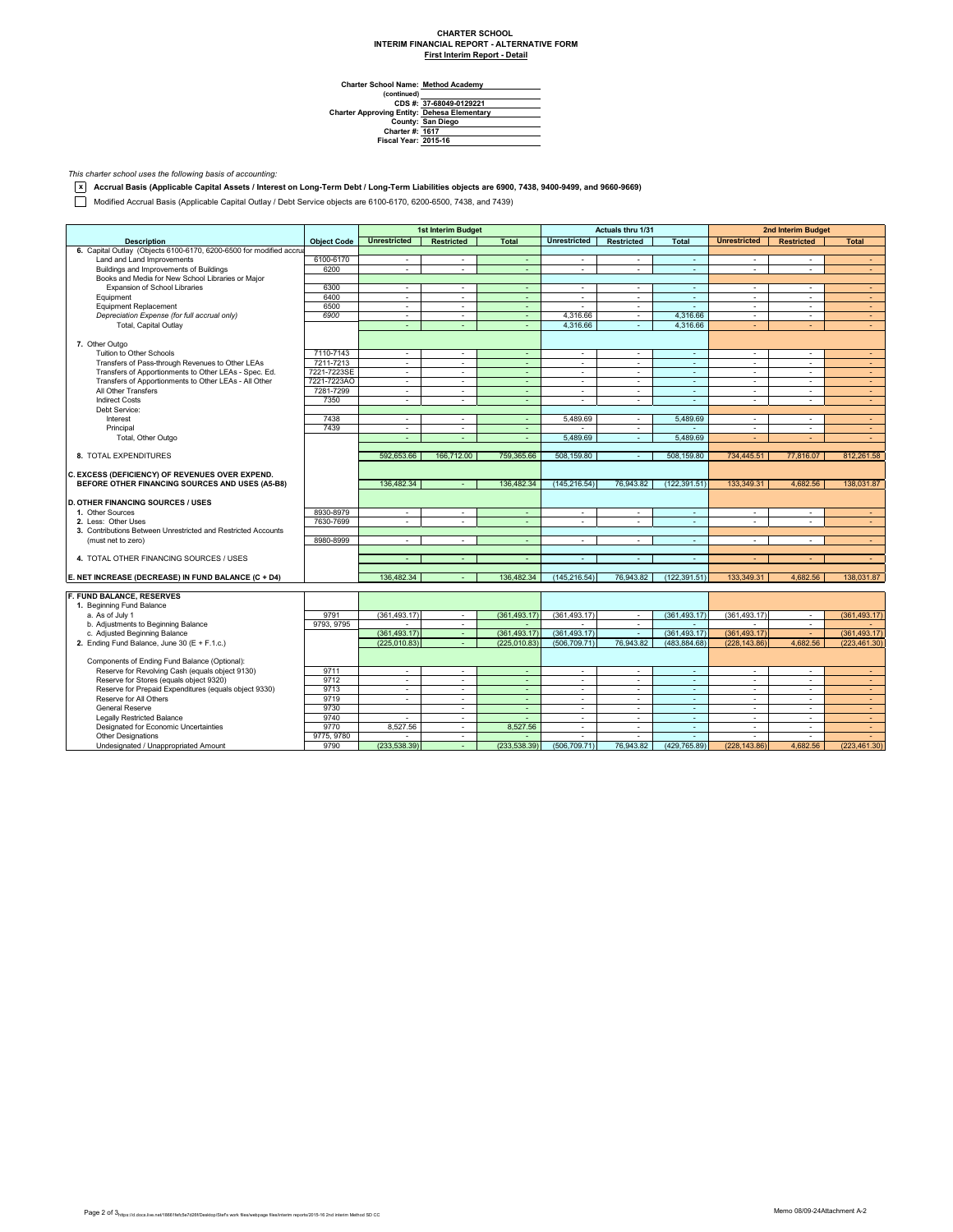**CHARTER SCHOOL**
**INTERIM FINANCIAL REPORT - ALTERNATIVE FORM**
**First Interim Report - Detail**

**Charter School Name:** Method Academy
**(continued)**
**CDS #:** 37-68049-0129221
**Charter Approving Entity:** Dehesa Elementary
**County:** San Diego
**Charter #:** 1617
**Fiscal Year:** 2015-16

*This charter school uses the following basis of accounting:*

[x] **Accrual Basis (Applicable Capital Assets / Interest on Long-Term Debt / Long-Term Liabilities objects are 6900, 7438, 9400-9499, and 9660-9669)**

[ ] Modified Accrual Basis (Applicable Capital Outlay / Debt Service objects are 6100-6170, 6200-6500, 7438, and 7439)

| | | 1st Interim Budget | | | Actuals thru 1/31 | | | 2nd Interim Budget | | |
|---|---|---|---|---|---|---|---|---|---|---|
| **Description** | **Object Code** | **Unrestricted** | **Restricted** | **Total** | **Unrestricted** | **Restricted** | **Total** | **Unrestricted** | **Restricted** | **Total** |
| 6. Capital Outlay (Objects 6100-6170, 6200-6500 for modified accrual | | | | | | | | | | |
| Land and Land Improvements | 6100-6170 | - | - | - | - | - | - | - | - | - |
| Buildings and Improvements of Buildings | 6200 | - | - | - | - | - | - | - | - | - |
| Books and Media for New School Libraries or Major Expansion of School Libraries | 6300 | - | - | - | - | - | - | - | - | - |
| Equipment | 6400 | - | - | - | - | - | - | - | - | - |
| Equipment Replacement | 6500 | - | - | - | - | - | - | - | - | - |
| *Depreciation Expense (for full accrual only)* | *6900* | - | - | - | 4,316.66 | - | 4,316.66 | - | - | - |
| Total, Capital Outlay | | - | - | - | 4,316.66 | - | 4,316.66 | - | - | - |
| 7. Other Outgo | | | | | | | | | | |
| Tuition to Other Schools | 7110-7143 | - | - | - | - | - | - | - | - | - |
| Transfers of Pass-through Revenues to Other LEAs | 7211-7213 | - | - | - | - | - | - | - | - | - |
| Transfers of Apportionments to Other LEAs - Spec. Ed. | 7221-7223SE | - | - | - | - | - | - | - | - | - |
| Transfers of Apportionments to Other LEAs - All Other | 7221-7223AO | - | - | - | - | - | - | - | - | - |
| All Other Transfers | 7281-7299 | - | - | - | - | - | - | - | - | - |
| Indirect Costs | 7350 | - | - | - | - | - | - | - | - | - |
| Debt Service: | | | | | | | | | | |
| Interest | 7438 | - | - | - | 5,489.69 | - | 5,489.69 | - | - | - |
| Principal | 7439 | - | - | - | - | - | - | - | - | - |
| Total, Other Outgo | | - | - | - | 5,489.69 | - | 5,489.69 | - | - | - |
| 8. TOTAL EXPENDITURES | | 592,653.66 | 166,712.00 | 759,365.66 | 508,159.80 | - | 508,159.80 | 734,445.51 | 77,816.07 | 812,261.58 |
| **C. EXCESS (DEFICIENCY) OF REVENUES OVER EXPEND. BEFORE OTHER FINANCING SOURCES AND USES (A5-B8)** | | 136,482.34 | - | 136,482.34 | (145,216.54) | 76,943.82 | (122,391.51) | 133,349.31 | 4,682.56 | 138,031.87 |
| **D. OTHER FINANCING SOURCES / USES** | | | | | | | | | | |
| 1. Other Sources | 8930-8979 | - | - | - | - | - | - | - | - | - |
| 2. Less: Other Uses | 7630-7699 | - | - | - | - | - | - | - | - | - |
| 3. Contributions Between Unrestricted and Restricted Accounts (must net to zero) | 8980-8999 | - | - | - | - | - | - | - | - | - |
| 4. TOTAL OTHER FINANCING SOURCES / USES | | - | - | - | - | - | - | - | - | - |
| **E. NET INCREASE (DECREASE) IN FUND BALANCE (C + D4)** | | 136,482.34 | - | 136,482.34 | (145,216.54) | 76,943.82 | (122,391.51) | 133,349.31 | 4,682.56 | 138,031.87 |
| **F. FUND BALANCE, RESERVES** | | | | | | | | | | |
| 1. Beginning Fund Balance | | | | | | | | | | |
| a. As of July 1 | 9791 | (361,493.17) | - | (361,493.17) | (361,493.17) | - | (361,493.17) | (361,493.17) | - | (361,493.17) |
| b. Adjustments to Beginning Balance | 9793, 9795 | - | - | - | - | - | - | - | - | - |
| c. Adjusted Beginning Balance | | (361,493.17) | - | (361,493.17) | (361,493.17) | - | (361,493.17) | (361,493.17) | - | (361,493.17) |
| 2. Ending Fund Balance, June 30 (E + F.1.c.) | | (225,010.83) | - | (225,010.83) | (506,709.71) | 76,943.82 | (483,884.68) | (228,143.86) | 4,682.56 | (223,461.30) |
| Components of Ending Fund Balance (Optional): | | | | | | | | | | |
| Reserve for Revolving Cash (equals object 9130) | 9711 | - | - | - | - | - | - | - | - | - |
| Reserve for Stores (equals object 9320) | 9712 | - | - | - | - | - | - | - | - | - |
| Reserve for Prepaid Expenditures (equals object 9330) | 9713 | - | - | - | - | - | - | - | - | - |
| Reserve for All Others | 9719 | - | - | - | - | - | - | - | - | - |
| General Reserve | 9730 | | - | - | - | - | - | - | - | - |
| Legally Restricted Balance | 9740 | - | - | - | - | - | - | - | - | - |
| Designated for Economic Uncertainties | 9770 | 8,527.56 | - | 8,527.56 | - | - | - | - | - | - |
| Other Designations | 9775, 9780 | - | - | - | - | - | - | - | - | - |
| Undesignated / Unappropriated Amount | 9790 | (233,538.39) | - | (233,538.39) | (506,709.71) | 76,943.82 | (429,765.89) | (228,143.86) | 4,682.56 | (223,461.30) |

Memo 08/09-24Attachment A-2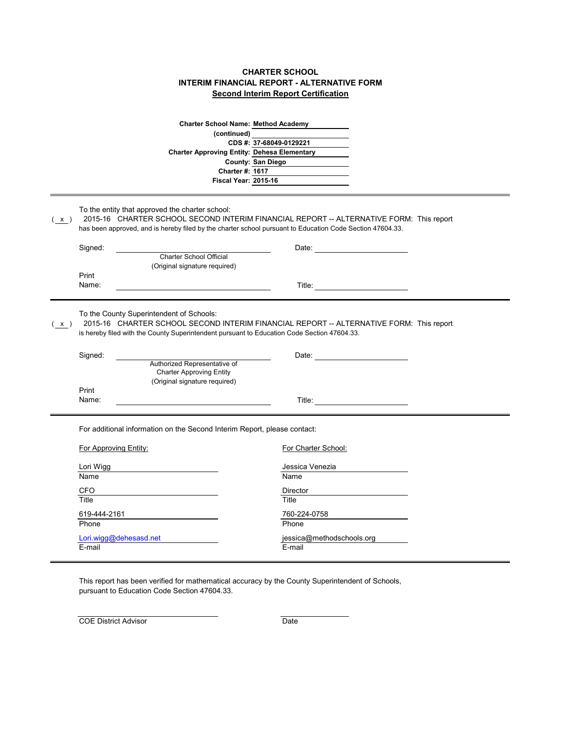# CHARTER SCHOOL
## INTERIM FINANCIAL REPORT - ALTERNATIVE FORM
### Second Interim Report Certification

**Charter School Name:** Method Academy
**(continued)**
**CDS #:** 37-68049-0129221
**Charter Approving Entity:** Dehesa Elementary
**County:** San Diego
**Charter #:** 1617
**Fiscal Year:** 2015-16

---

To the entity that approved the charter school:

( x ) 2015-16 CHARTER SCHOOL SECOND INTERIM FINANCIAL REPORT -- ALTERNATIVE FORM: This report has been approved, and is hereby filed by the charter school pursuant to Education Code Section 47604.33.

Signed: ______________________ Date: ______________________
Charter School Official
(Original signature required)

Print Name: ______________________ Title: ______________________

---

To the County Superintendent of Schools:

( x ) 2015-16 CHARTER SCHOOL SECOND INTERIM FINANCIAL REPORT -- ALTERNATIVE FORM: This report is hereby filed with the County Superintendent pursuant to Education Code Section 47604.33.

Signed: ______________________ Date: ______________________
Authorized Representative of
Charter Approving Entity
(Original signature required)

Print Name: ______________________ Title: ______________________

---

For additional information on the Second Interim Report, please contact:

| For Approving Entity: | For Charter School: |
|---|---|
| Lori Wigg | Jessica Venezia |
| Name | Name |
| CFO | Director |
| Title | Title |
| 619-444-2161 | 760-224-0758 |
| Phone | Phone |
| Lori.wigg@dehesasd.net | jessica@methodschools.org |
| E-mail | E-mail |

---

This report has been verified for mathematical accuracy by the County Superintendent of Schools, pursuant to Education Code Section 47604.33.

______________________ ______________________
COE District Advisor Date